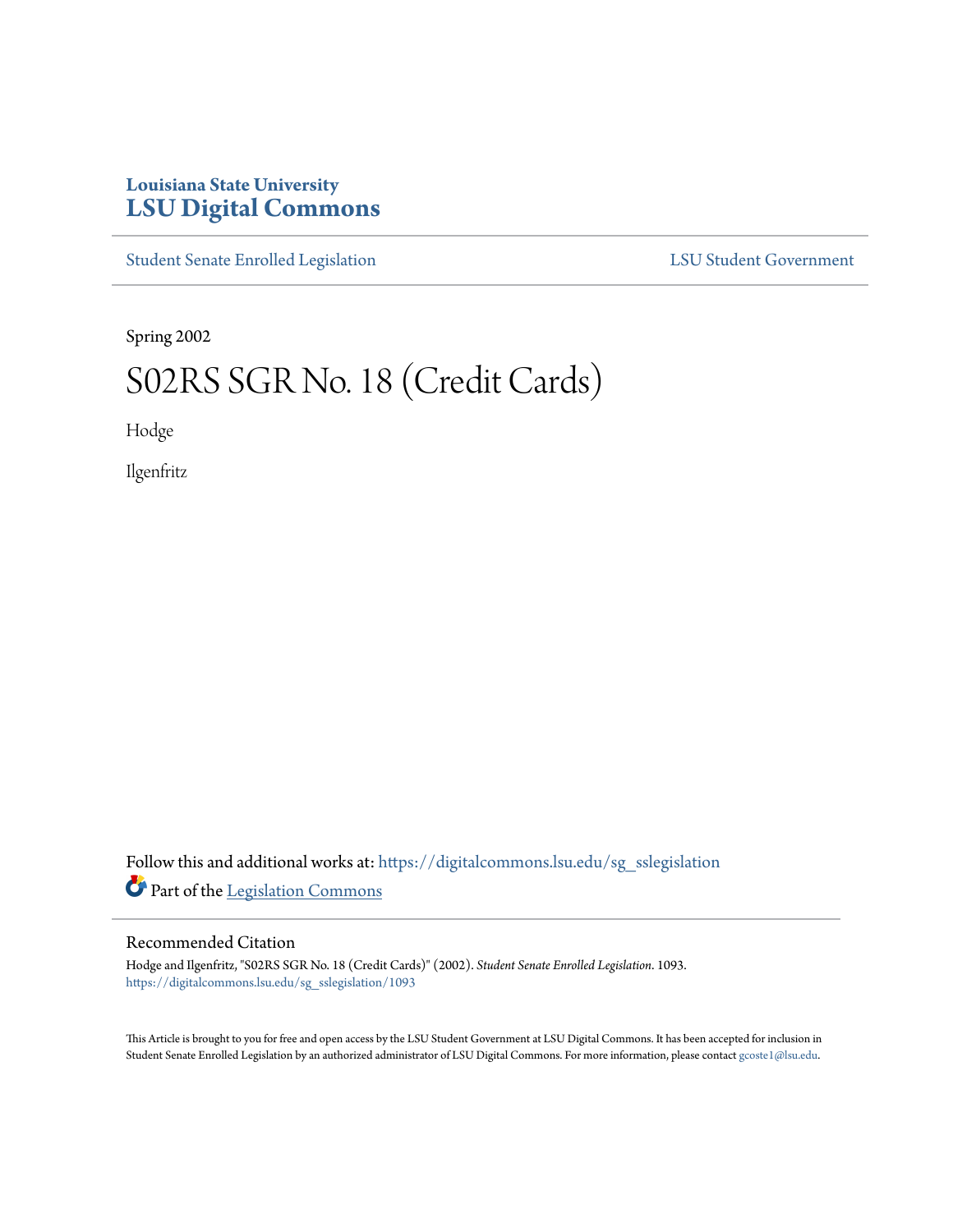Louisiana State University
**LSU Digital Commons**

Student Senate Enrolled Legislation | LSU Student Government

Spring 2002

# S02RS SGR No. 18 (Credit Cards)

Hodge

Ilgenfritz

Follow this and additional works at: https://digitalcommons.lsu.edu/sg_sslegislation

Part of the Legislation Commons

## Recommended Citation

Hodge and Ilgenfritz, "S02RS SGR No. 18 (Credit Cards)" (2002). *Student Senate Enrolled Legislation*. 1093.
https://digitalcommons.lsu.edu/sg_sslegislation/1093

This Article is brought to you for free and open access by the LSU Student Government at LSU Digital Commons. It has been accepted for inclusion in Student Senate Enrolled Legislation by an authorized administrator of LSU Digital Commons. For more information, please contact gcoste1@lsu.edu.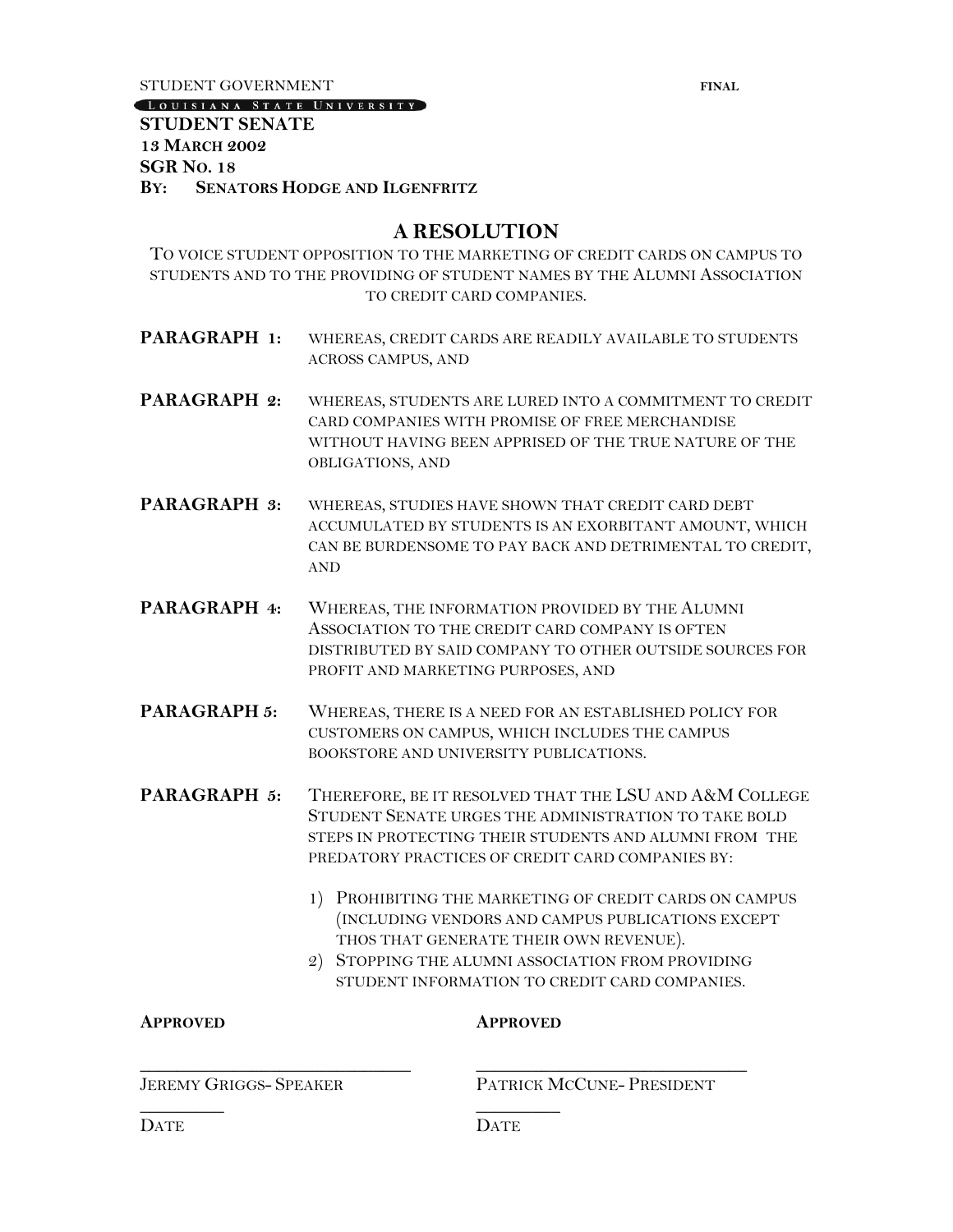STUDENT GOVERNMENT **FINAL**

LOUISIANA STATE UNIVERSITY

**STUDENT SENATE**
**13 MARCH 2002**
**SGR NO. 18**
**BY: SENATORS HODGE AND ILGENFRITZ**

# A RESOLUTION

TO VOICE STUDENT OPPOSITION TO THE MARKETING OF CREDIT CARDS ON CAMPUS TO STUDENTS AND TO THE PROVIDING OF STUDENT NAMES BY THE ALUMNI ASSOCIATION TO CREDIT CARD COMPANIES.

**PARAGRAPH 1:** WHEREAS, CREDIT CARDS ARE READILY AVAILABLE TO STUDENTS ACROSS CAMPUS, AND

**PARAGRAPH 2:** WHEREAS, STUDENTS ARE LURED INTO A COMMITMENT TO CREDIT CARD COMPANIES WITH PROMISE OF FREE MERCHANDISE WITHOUT HAVING BEEN APPRISED OF THE TRUE NATURE OF THE OBLIGATIONS, AND

**PARAGRAPH 3:** WHEREAS, STUDIES HAVE SHOWN THAT CREDIT CARD DEBT ACCUMULATED BY STUDENTS IS AN EXORBITANT AMOUNT, WHICH CAN BE BURDENSOME TO PAY BACK AND DETRIMENTAL TO CREDIT, AND

**PARAGRAPH 4:** WHEREAS, THE INFORMATION PROVIDED BY THE ALUMNI ASSOCIATION TO THE CREDIT CARD COMPANY IS OFTEN DISTRIBUTED BY SAID COMPANY TO OTHER OUTSIDE SOURCES FOR PROFIT AND MARKETING PURPOSES, AND

**PARAGRAPH 5:** WHEREAS, THERE IS A NEED FOR AN ESTABLISHED POLICY FOR CUSTOMERS ON CAMPUS, WHICH INCLUDES THE CAMPUS BOOKSTORE AND UNIVERSITY PUBLICATIONS.

**PARAGRAPH 5:** THEREFORE, BE IT RESOLVED THAT THE LSU AND A&M COLLEGE STUDENT SENATE URGES THE ADMINISTRATION TO TAKE BOLD STEPS IN PROTECTING THEIR STUDENTS AND ALUMNI FROM THE PREDATORY PRACTICES OF CREDIT CARD COMPANIES BY:

1) PROHIBITING THE MARKETING OF CREDIT CARDS ON CAMPUS (INCLUDING VENDORS AND CAMPUS PUBLICATIONS EXCEPT THOS THAT GENERATE THEIR OWN REVENUE).
2) STOPPING THE ALUMNI ASSOCIATION FROM PROVIDING STUDENT INFORMATION TO CREDIT CARD COMPANIES.

**APPROVED**

______________________________
JEREMY GRIGGS- SPEAKER

_________
DATE

**APPROVED**

______________________________
PATRICK MCCUNE- PRESIDENT

_________
DATE